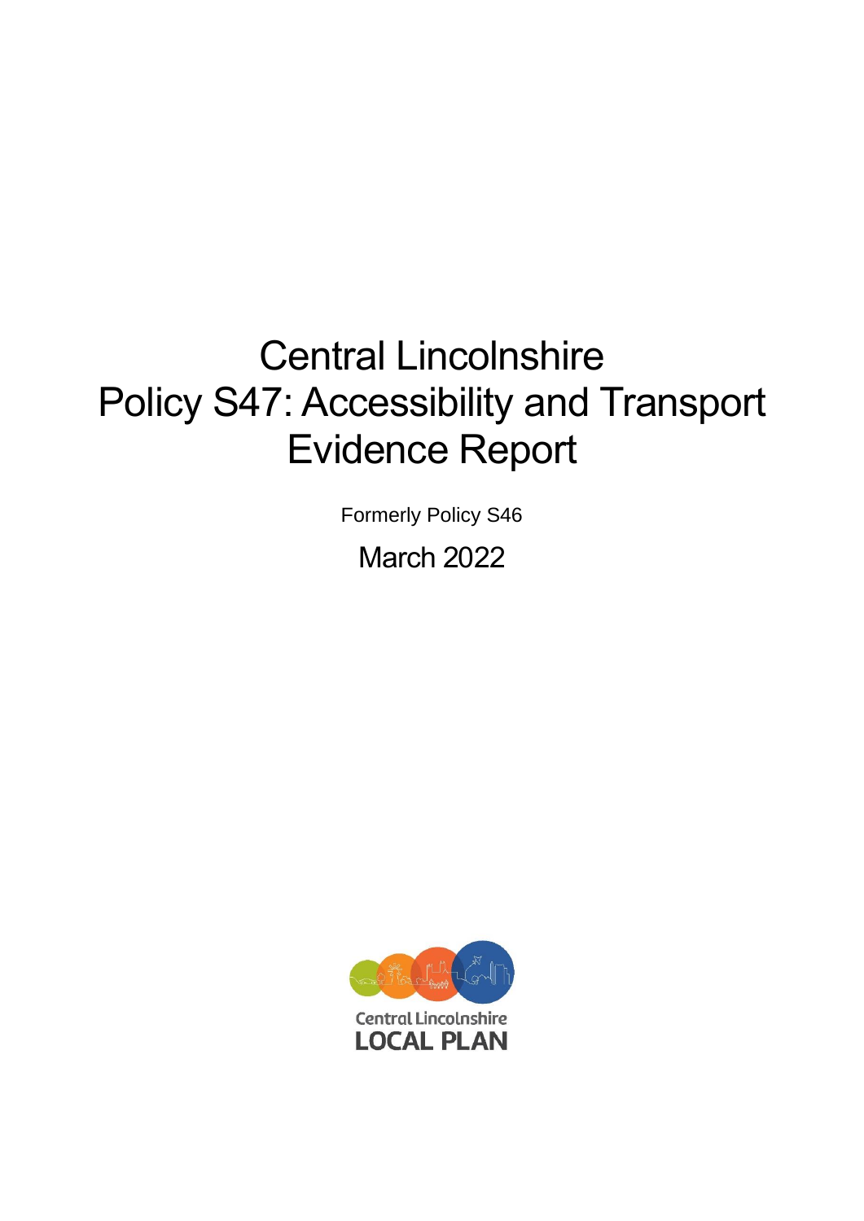# Central Lincolnshire Policy S47: Accessibility and Transport Evidence Report

Formerly Policy S46

March 2022

Central Lincolnshire
LOCAL PLAN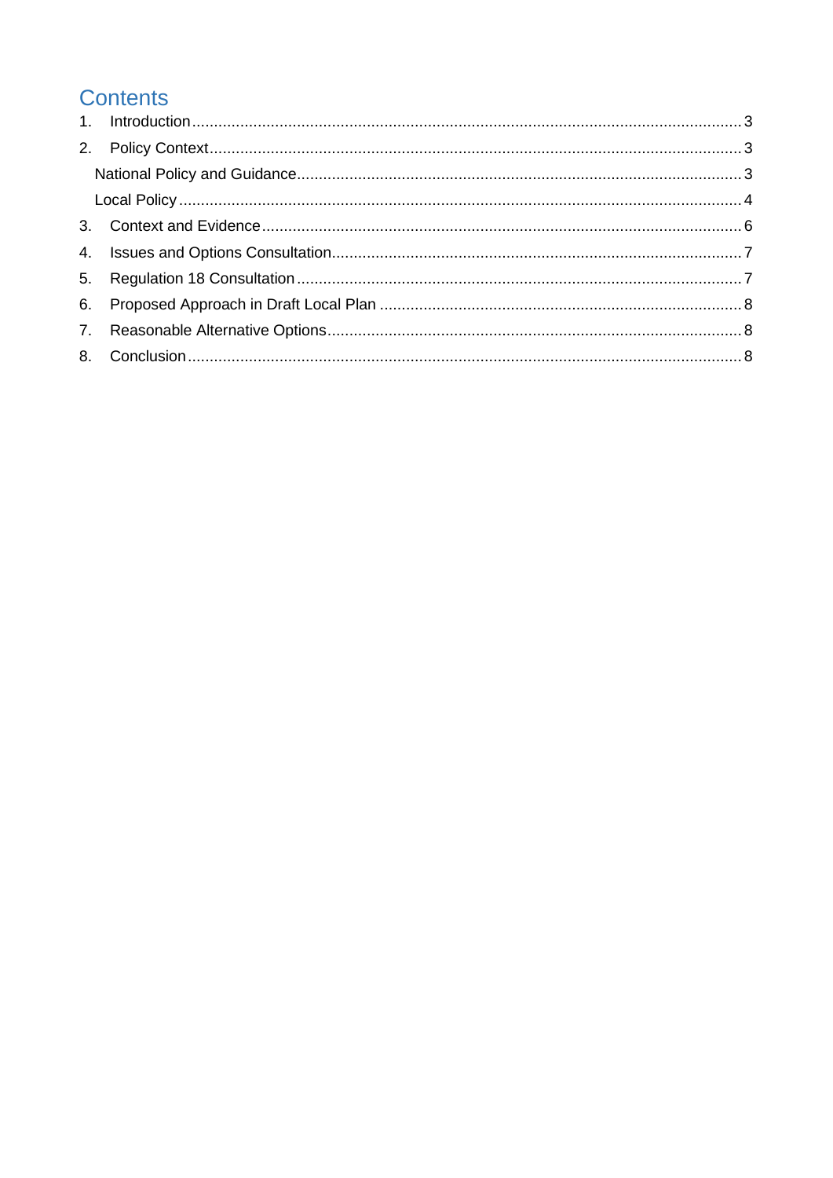# Contents

1. Introduction .......... 3
2. Policy Context .......... 3
   - National Policy and Guidance .......... 3
   - Local Policy .......... 4
3. Context and Evidence .......... 6
4. Issues and Options Consultation .......... 7
5. Regulation 18 Consultation .......... 7
6. Proposed Approach in Draft Local Plan .......... 8
7. Reasonable Alternative Options .......... 8
8. Conclusion .......... 8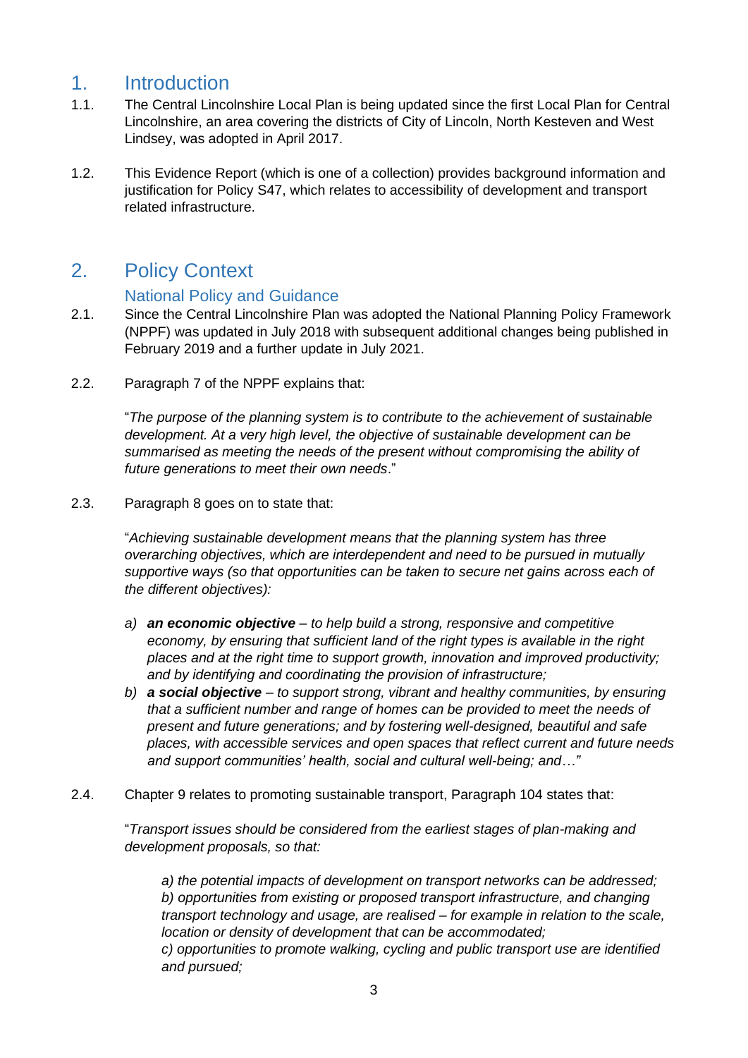# 1. Introduction

1.1. The Central Lincolnshire Local Plan is being updated since the first Local Plan for Central Lincolnshire, an area covering the districts of City of Lincoln, North Kesteven and West Lindsey, was adopted in April 2017.

1.2. This Evidence Report (which is one of a collection) provides background information and justification for Policy S47, which relates to accessibility of development and transport related infrastructure.

# 2. Policy Context

## National Policy and Guidance

2.1. Since the Central Lincolnshire Plan was adopted the National Planning Policy Framework (NPPF) was updated in July 2018 with subsequent additional changes being published in February 2019 and a further update in July 2021.

2.2. Paragraph 7 of the NPPF explains that:

"*The purpose of the planning system is to contribute to the achievement of sustainable development. At a very high level, the objective of sustainable development can be summarised as meeting the needs of the present without compromising the ability of future generations to meet their own needs*."

2.3. Paragraph 8 goes on to state that:

"*Achieving sustainable development means that the planning system has three overarching objectives, which are interdependent and need to be pursued in mutually supportive ways (so that opportunities can be taken to secure net gains across each of the different objectives):*

*a)* ***an economic objective*** *– to help build a strong, responsive and competitive economy, by ensuring that sufficient land of the right types is available in the right places and at the right time to support growth, innovation and improved productivity; and by identifying and coordinating the provision of infrastructure;*

*b)* ***a social objective*** *– to support strong, vibrant and healthy communities, by ensuring that a sufficient number and range of homes can be provided to meet the needs of present and future generations; and by fostering well-designed, beautiful and safe places, with accessible services and open spaces that reflect current and future needs and support communities' health, social and cultural well-being; and…"*

2.4. Chapter 9 relates to promoting sustainable transport, Paragraph 104 states that:

"*Transport issues should be considered from the earliest stages of plan-making and development proposals, so that:*

*a) the potential impacts of development on transport networks can be addressed;*
*b) opportunities from existing or proposed transport infrastructure, and changing transport technology and usage, are realised – for example in relation to the scale, location or density of development that can be accommodated;*
*c) opportunities to promote walking, cycling and public transport use are identified and pursued;*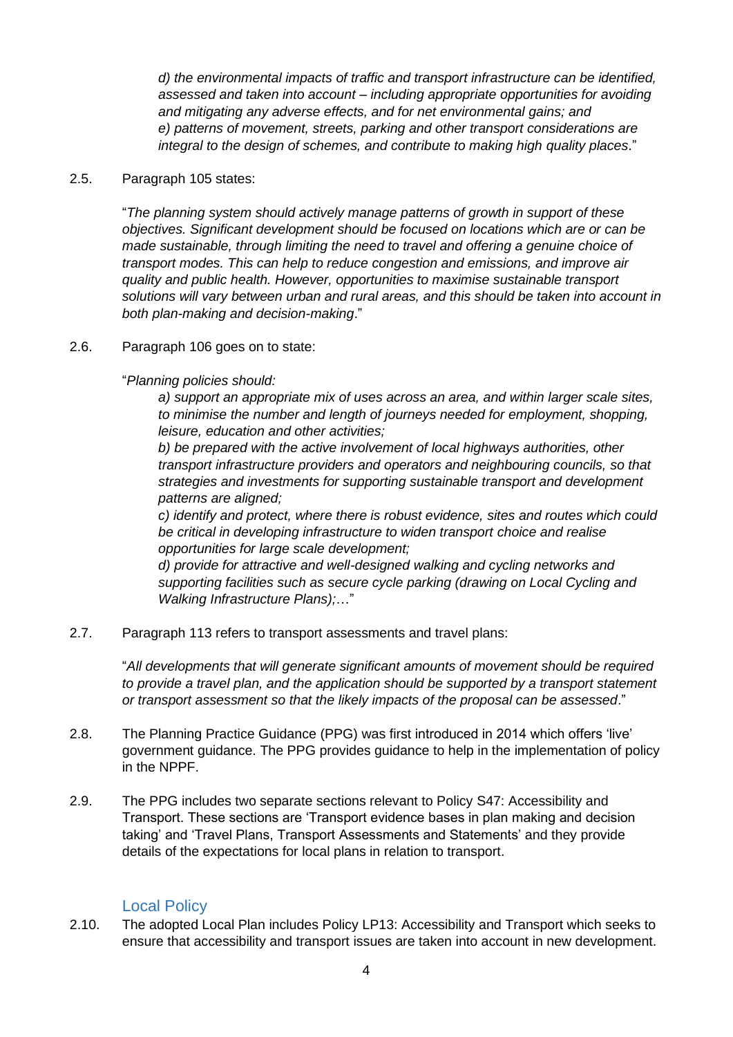*d) the environmental impacts of traffic and transport infrastructure can be identified, assessed and taken into account – including appropriate opportunities for avoiding and mitigating any adverse effects, and for net environmental gains; and*
*e) patterns of movement, streets, parking and other transport considerations are integral to the design of schemes, and contribute to making high quality places*."

2.5. Paragraph 105 states:

"*The planning system should actively manage patterns of growth in support of these objectives. Significant development should be focused on locations which are or can be made sustainable, through limiting the need to travel and offering a genuine choice of transport modes. This can help to reduce congestion and emissions, and improve air quality and public health. However, opportunities to maximise sustainable transport solutions will vary between urban and rural areas, and this should be taken into account in both plan-making and decision-making*."

2.6. Paragraph 106 goes on to state:

"*Planning policies should:*

*a) support an appropriate mix of uses across an area, and within larger scale sites, to minimise the number and length of journeys needed for employment, shopping, leisure, education and other activities;*

*b) be prepared with the active involvement of local highways authorities, other transport infrastructure providers and operators and neighbouring councils, so that strategies and investments for supporting sustainable transport and development patterns are aligned;*

*c) identify and protect, where there is robust evidence, sites and routes which could be critical in developing infrastructure to widen transport choice and realise opportunities for large scale development;*

*d) provide for attractive and well-designed walking and cycling networks and supporting facilities such as secure cycle parking (drawing on Local Cycling and Walking Infrastructure Plans);*…"

2.7. Paragraph 113 refers to transport assessments and travel plans:

"*All developments that will generate significant amounts of movement should be required to provide a travel plan, and the application should be supported by a transport statement or transport assessment so that the likely impacts of the proposal can be assessed*."

2.8. The Planning Practice Guidance (PPG) was first introduced in 2014 which offers 'live' government guidance. The PPG provides guidance to help in the implementation of policy in the NPPF.

2.9. The PPG includes two separate sections relevant to Policy S47: Accessibility and Transport. These sections are 'Transport evidence bases in plan making and decision taking' and 'Travel Plans, Transport Assessments and Statements' and they provide details of the expectations for local plans in relation to transport.

## Local Policy

2.10. The adopted Local Plan includes Policy LP13: Accessibility and Transport which seeks to ensure that accessibility and transport issues are taken into account in new development.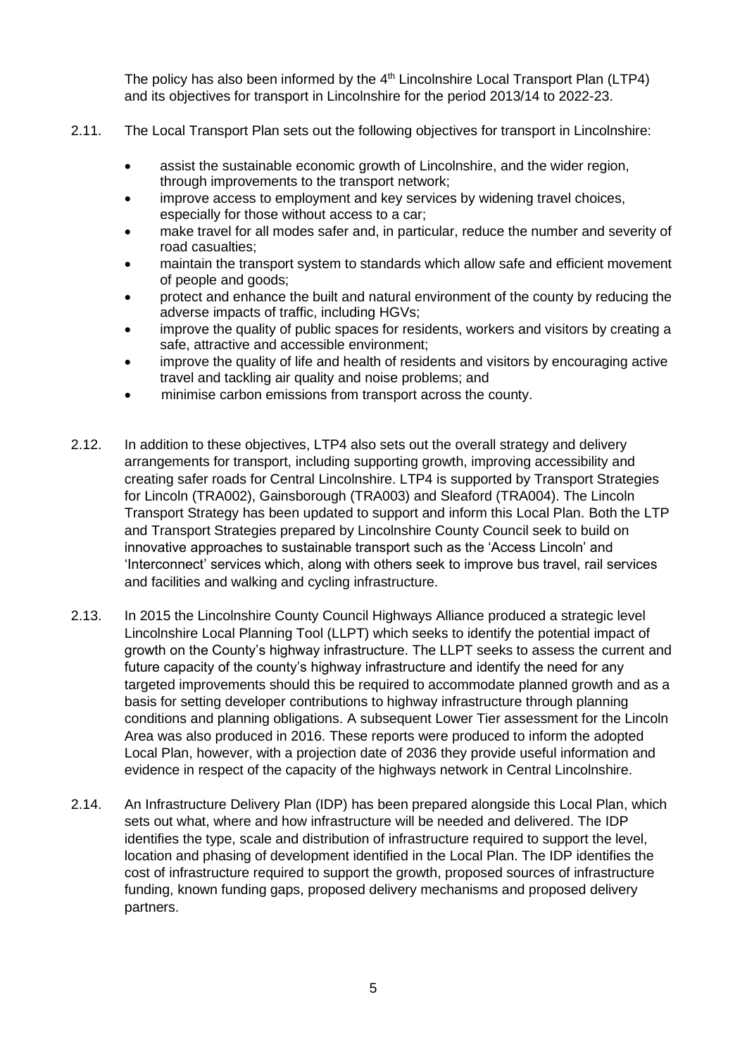The policy has also been informed by the 4th Lincolnshire Local Transport Plan (LTP4) and its objectives for transport in Lincolnshire for the period 2013/14 to 2022-23.

2.11. The Local Transport Plan sets out the following objectives for transport in Lincolnshire:

- assist the sustainable economic growth of Lincolnshire, and the wider region, through improvements to the transport network;
- improve access to employment and key services by widening travel choices, especially for those without access to a car;
- make travel for all modes safer and, in particular, reduce the number and severity of road casualties;
- maintain the transport system to standards which allow safe and efficient movement of people and goods;
- protect and enhance the built and natural environment of the county by reducing the adverse impacts of traffic, including HGVs;
- improve the quality of public spaces for residents, workers and visitors by creating a safe, attractive and accessible environment;
- improve the quality of life and health of residents and visitors by encouraging active travel and tackling air quality and noise problems; and
- minimise carbon emissions from transport across the county.

2.12. In addition to these objectives, LTP4 also sets out the overall strategy and delivery arrangements for transport, including supporting growth, improving accessibility and creating safer roads for Central Lincolnshire. LTP4 is supported by Transport Strategies for Lincoln (TRA002), Gainsborough (TRA003) and Sleaford (TRA004). The Lincoln Transport Strategy has been updated to support and inform this Local Plan. Both the LTP and Transport Strategies prepared by Lincolnshire County Council seek to build on innovative approaches to sustainable transport such as the 'Access Lincoln' and 'Interconnect' services which, along with others seek to improve bus travel, rail services and facilities and walking and cycling infrastructure.

2.13. In 2015 the Lincolnshire County Council Highways Alliance produced a strategic level Lincolnshire Local Planning Tool (LLPT) which seeks to identify the potential impact of growth on the County's highway infrastructure. The LLPT seeks to assess the current and future capacity of the county's highway infrastructure and identify the need for any targeted improvements should this be required to accommodate planned growth and as a basis for setting developer contributions to highway infrastructure through planning conditions and planning obligations. A subsequent Lower Tier assessment for the Lincoln Area was also produced in 2016. These reports were produced to inform the adopted Local Plan, however, with a projection date of 2036 they provide useful information and evidence in respect of the capacity of the highways network in Central Lincolnshire.

2.14. An Infrastructure Delivery Plan (IDP) has been prepared alongside this Local Plan, which sets out what, where and how infrastructure will be needed and delivered. The IDP identifies the type, scale and distribution of infrastructure required to support the level, location and phasing of development identified in the Local Plan. The IDP identifies the cost of infrastructure required to support the growth, proposed sources of infrastructure funding, known funding gaps, proposed delivery mechanisms and proposed delivery partners.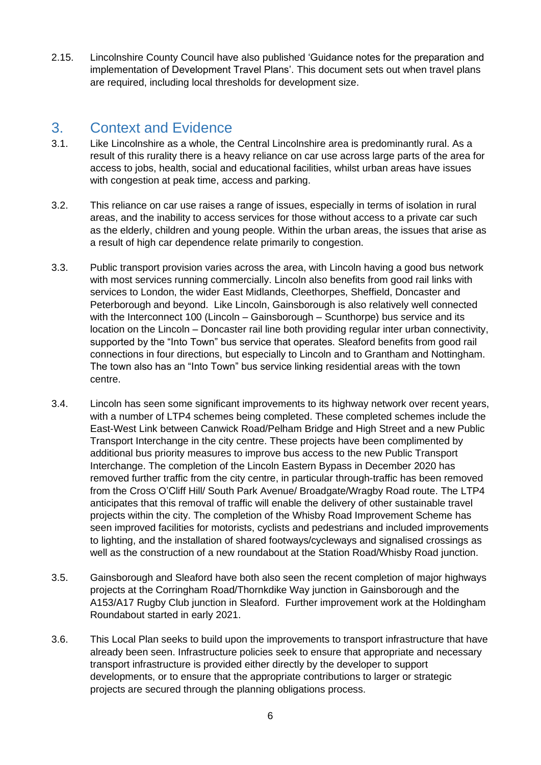2.15. Lincolnshire County Council have also published 'Guidance notes for the preparation and implementation of Development Travel Plans'. This document sets out when travel plans are required, including local thresholds for development size.

# 3. Context and Evidence

3.1. Like Lincolnshire as a whole, the Central Lincolnshire area is predominantly rural. As a result of this rurality there is a heavy reliance on car use across large parts of the area for access to jobs, health, social and educational facilities, whilst urban areas have issues with congestion at peak time, access and parking.

3.2. This reliance on car use raises a range of issues, especially in terms of isolation in rural areas, and the inability to access services for those without access to a private car such as the elderly, children and young people. Within the urban areas, the issues that arise as a result of high car dependence relate primarily to congestion.

3.3. Public transport provision varies across the area, with Lincoln having a good bus network with most services running commercially. Lincoln also benefits from good rail links with services to London, the wider East Midlands, Cleethorpes, Sheffield, Doncaster and Peterborough and beyond. Like Lincoln, Gainsborough is also relatively well connected with the Interconnect 100 (Lincoln – Gainsborough – Scunthorpe) bus service and its location on the Lincoln – Doncaster rail line both providing regular inter urban connectivity, supported by the "Into Town" bus service that operates. Sleaford benefits from good rail connections in four directions, but especially to Lincoln and to Grantham and Nottingham. The town also has an "Into Town" bus service linking residential areas with the town centre.

3.4. Lincoln has seen some significant improvements to its highway network over recent years, with a number of LTP4 schemes being completed. These completed schemes include the East-West Link between Canwick Road/Pelham Bridge and High Street and a new Public Transport Interchange in the city centre. These projects have been complimented by additional bus priority measures to improve bus access to the new Public Transport Interchange. The completion of the Lincoln Eastern Bypass in December 2020 has removed further traffic from the city centre, in particular through-traffic has been removed from the Cross O'Cliff Hill/ South Park Avenue/ Broadgate/Wragby Road route. The LTP4 anticipates that this removal of traffic will enable the delivery of other sustainable travel projects within the city. The completion of the Whisby Road Improvement Scheme has seen improved facilities for motorists, cyclists and pedestrians and included improvements to lighting, and the installation of shared footways/cycleways and signalised crossings as well as the construction of a new roundabout at the Station Road/Whisby Road junction.

3.5. Gainsborough and Sleaford have both also seen the recent completion of major highways projects at the Corringham Road/Thornkdike Way junction in Gainsborough and the A153/A17 Rugby Club junction in Sleaford. Further improvement work at the Holdingham Roundabout started in early 2021.

3.6. This Local Plan seeks to build upon the improvements to transport infrastructure that have already been seen. Infrastructure policies seek to ensure that appropriate and necessary transport infrastructure is provided either directly by the developer to support developments, or to ensure that the appropriate contributions to larger or strategic projects are secured through the planning obligations process.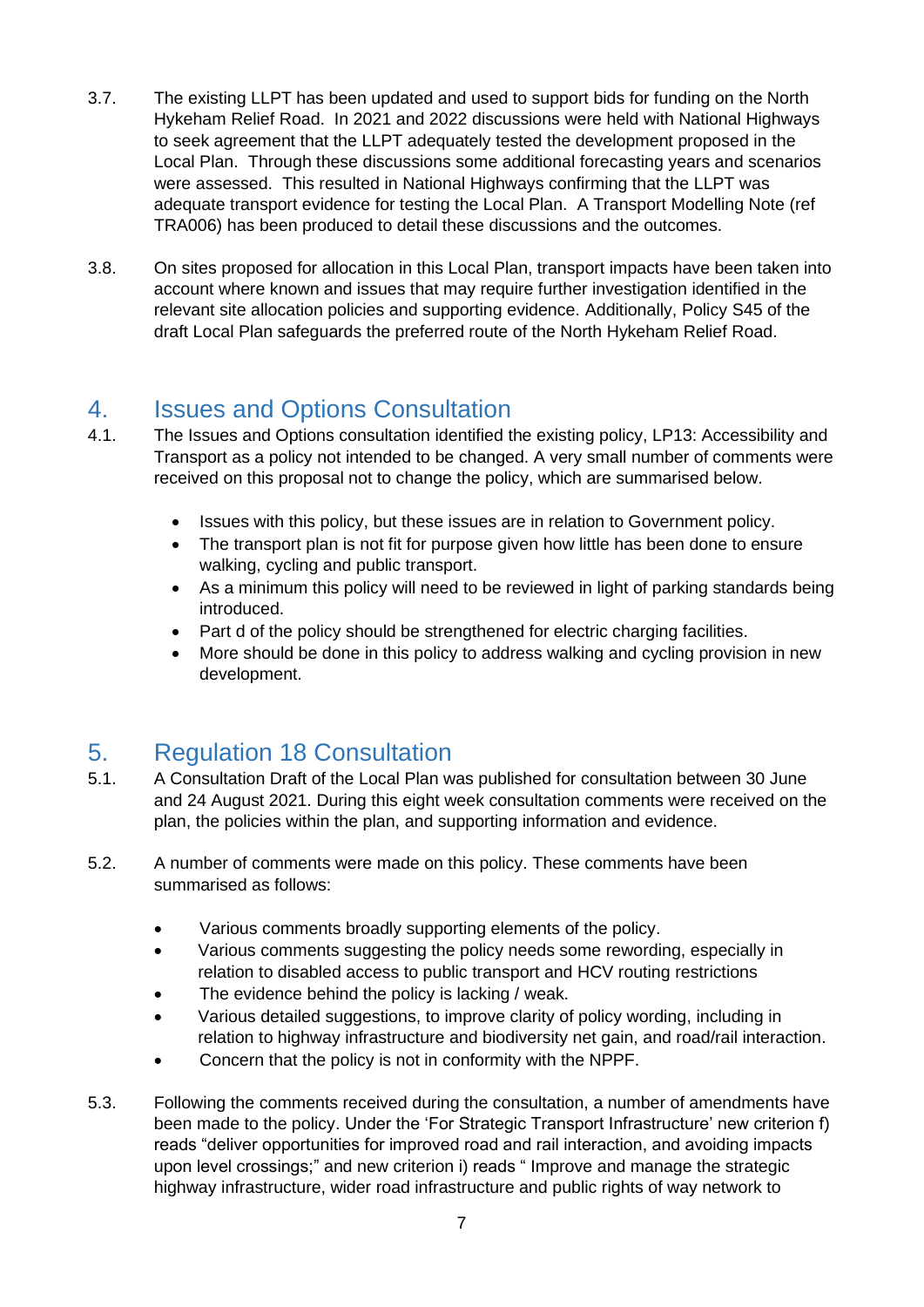3.7. The existing LLPT has been updated and used to support bids for funding on the North Hykeham Relief Road. In 2021 and 2022 discussions were held with National Highways to seek agreement that the LLPT adequately tested the development proposed in the Local Plan. Through these discussions some additional forecasting years and scenarios were assessed. This resulted in National Highways confirming that the LLPT was adequate transport evidence for testing the Local Plan. A Transport Modelling Note (ref TRA006) has been produced to detail these discussions and the outcomes.

3.8. On sites proposed for allocation in this Local Plan, transport impacts have been taken into account where known and issues that may require further investigation identified in the relevant site allocation policies and supporting evidence. Additionally, Policy S45 of the draft Local Plan safeguards the preferred route of the North Hykeham Relief Road.

## 4. Issues and Options Consultation

4.1. The Issues and Options consultation identified the existing policy, LP13: Accessibility and Transport as a policy not intended to be changed. A very small number of comments were received on this proposal not to change the policy, which are summarised below.

- Issues with this policy, but these issues are in relation to Government policy.
- The transport plan is not fit for purpose given how little has been done to ensure walking, cycling and public transport.
- As a minimum this policy will need to be reviewed in light of parking standards being introduced.
- Part d of the policy should be strengthened for electric charging facilities.
- More should be done in this policy to address walking and cycling provision in new development.

## 5. Regulation 18 Consultation

5.1. A Consultation Draft of the Local Plan was published for consultation between 30 June and 24 August 2021. During this eight week consultation comments were received on the plan, the policies within the plan, and supporting information and evidence.

5.2. A number of comments were made on this policy. These comments have been summarised as follows:

- Various comments broadly supporting elements of the policy.
- Various comments suggesting the policy needs some rewording, especially in relation to disabled access to public transport and HCV routing restrictions
- The evidence behind the policy is lacking / weak.
- Various detailed suggestions, to improve clarity of policy wording, including in relation to highway infrastructure and biodiversity net gain, and road/rail interaction.
- Concern that the policy is not in conformity with the NPPF.

5.3. Following the comments received during the consultation, a number of amendments have been made to the policy. Under the 'For Strategic Transport Infrastructure' new criterion f) reads "deliver opportunities for improved road and rail interaction, and avoiding impacts upon level crossings;" and new criterion i) reads " Improve and manage the strategic highway infrastructure, wider road infrastructure and public rights of way network to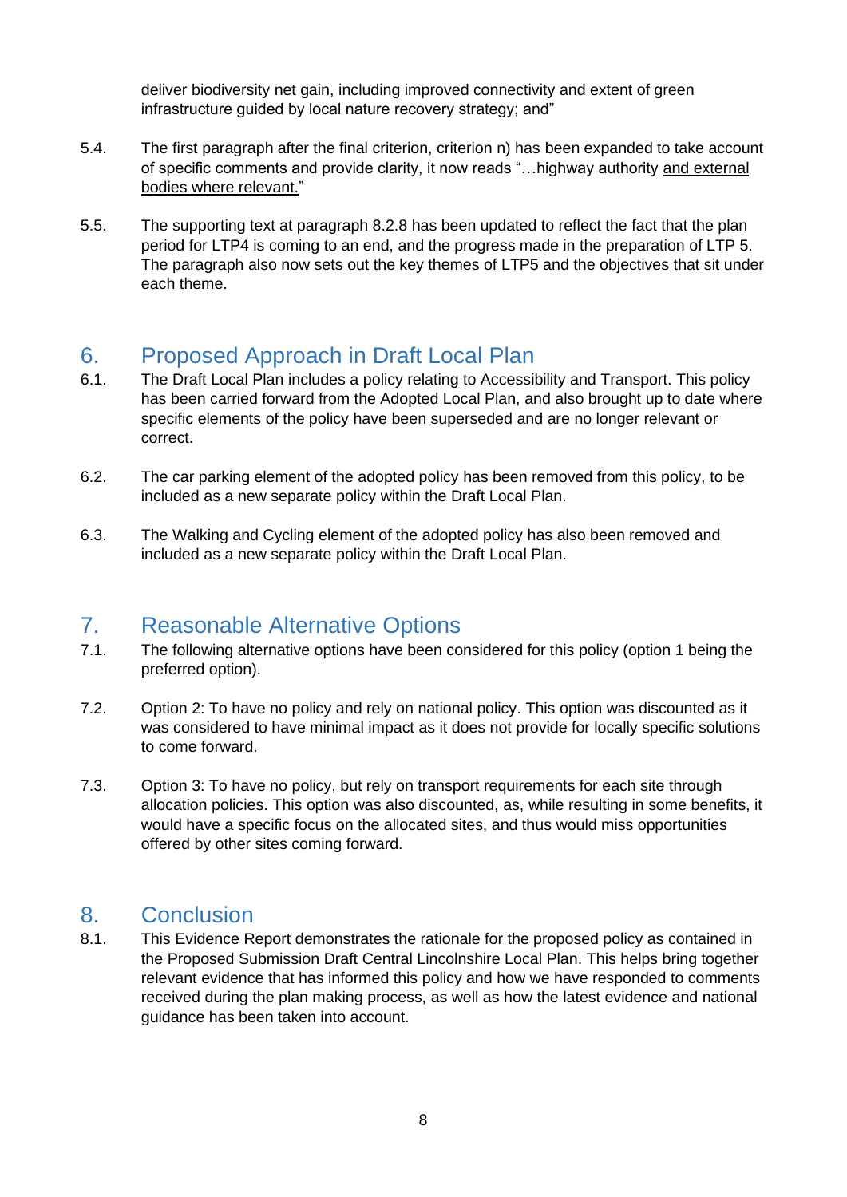deliver biodiversity net gain, including improved connectivity and extent of green infrastructure guided by local nature recovery strategy; and"

5.4. The first paragraph after the final criterion, criterion n) has been expanded to take account of specific comments and provide clarity, it now reads "…highway authority <u>and external bodies where relevant.</u>"

5.5. The supporting text at paragraph 8.2.8 has been updated to reflect the fact that the plan period for LTP4 is coming to an end, and the progress made in the preparation of LTP 5. The paragraph also now sets out the key themes of LTP5 and the objectives that sit under each theme.

## 6. Proposed Approach in Draft Local Plan

6.1. The Draft Local Plan includes a policy relating to Accessibility and Transport. This policy has been carried forward from the Adopted Local Plan, and also brought up to date where specific elements of the policy have been superseded and are no longer relevant or correct.

6.2. The car parking element of the adopted policy has been removed from this policy, to be included as a new separate policy within the Draft Local Plan.

6.3. The Walking and Cycling element of the adopted policy has also been removed and included as a new separate policy within the Draft Local Plan.

## 7. Reasonable Alternative Options

7.1. The following alternative options have been considered for this policy (option 1 being the preferred option).

7.2. Option 2: To have no policy and rely on national policy. This option was discounted as it was considered to have minimal impact as it does not provide for locally specific solutions to come forward.

7.3. Option 3: To have no policy, but rely on transport requirements for each site through allocation policies. This option was also discounted, as, while resulting in some benefits, it would have a specific focus on the allocated sites, and thus would miss opportunities offered by other sites coming forward.

## 8. Conclusion

8.1. This Evidence Report demonstrates the rationale for the proposed policy as contained in the Proposed Submission Draft Central Lincolnshire Local Plan. This helps bring together relevant evidence that has informed this policy and how we have responded to comments received during the plan making process, as well as how the latest evidence and national guidance has been taken into account.